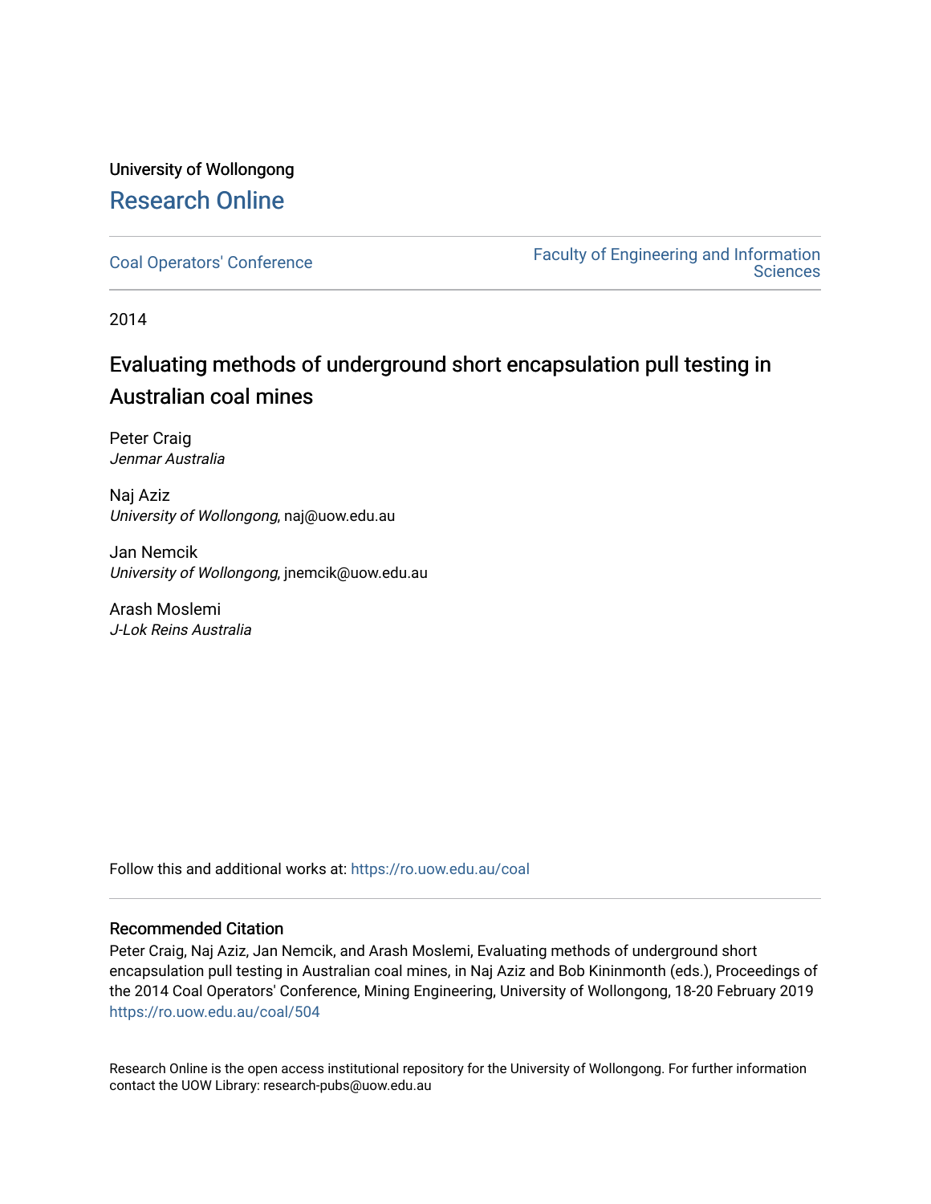University of Wollongong

# Research Online

Coal Operators' Conference

Faculty of Engineering and Information Sciences

2014

## Evaluating methods of underground short encapsulation pull testing in Australian coal mines

Peter Craig
*Jenmar Australia*

Naj Aziz
*University of Wollongong*, naj@uow.edu.au

Jan Nemcik
*University of Wollongong*, jnemcik@uow.edu.au

Arash Moslemi
*J-Lok Reins Australia*

Follow this and additional works at: https://ro.uow.edu.au/coal

### Recommended Citation

Peter Craig, Naj Aziz, Jan Nemcik, and Arash Moslemi, Evaluating methods of underground short encapsulation pull testing in Australian coal mines, in Naj Aziz and Bob Kininmonth (eds.), Proceedings of the 2014 Coal Operators' Conference, Mining Engineering, University of Wollongong, 18-20 February 2019
https://ro.uow.edu.au/coal/504

Research Online is the open access institutional repository for the University of Wollongong. For further information contact the UOW Library: research-pubs@uow.edu.au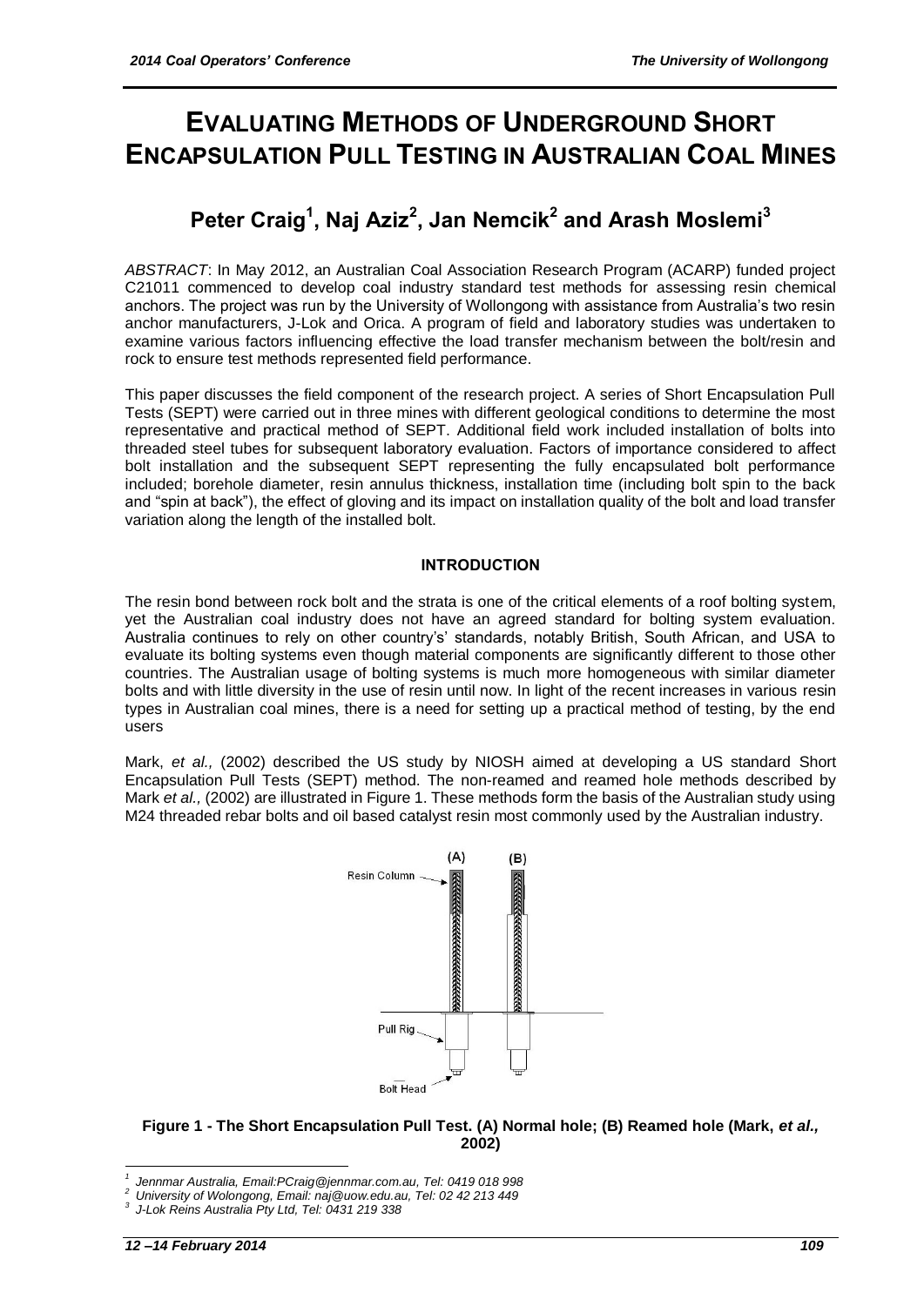# EVALUATING METHODS OF UNDERGROUND SHORT ENCAPSULATION PULL TESTING IN AUSTRALIAN COAL MINES

## Peter Craig[1], Naj Aziz[2], Jan Nemcik[2] and Arash Moslemi[3]

*ABSTRACT*: In May 2012, an Australian Coal Association Research Program (ACARP) funded project C21011 commenced to develop coal industry standard test methods for assessing resin chemical anchors. The project was run by the University of Wollongong with assistance from Australia's two resin anchor manufacturers, J-Lok and Orica. A program of field and laboratory studies was undertaken to examine various factors influencing effective the load transfer mechanism between the bolt/resin and rock to ensure test methods represented field performance.

This paper discusses the field component of the research project. A series of Short Encapsulation Pull Tests (SEPT) were carried out in three mines with different geological conditions to determine the most representative and practical method of SEPT. Additional field work included installation of bolts into threaded steel tubes for subsequent laboratory evaluation. Factors of importance considered to affect bolt installation and the subsequent SEPT representing the fully encapsulated bolt performance included; borehole diameter, resin annulus thickness, installation time (including bolt spin to the back and "spin at back"), the effect of gloving and its impact on installation quality of the bolt and load transfer variation along the length of the installed bolt.

### INTRODUCTION

The resin bond between rock bolt and the strata is one of the critical elements of a roof bolting system, yet the Australian coal industry does not have an agreed standard for bolting system evaluation. Australia continues to rely on other country's' standards, notably British, South African, and USA to evaluate its bolting systems even though material components are significantly different to those other countries. The Australian usage of bolting systems is much more homogeneous with similar diameter bolts and with little diversity in the use of resin until now. In light of the recent increases in various resin types in Australian coal mines, there is a need for setting up a practical method of testing, by the end users

Mark, *et al.,* (2002) described the US study by NIOSH aimed at developing a US standard Short Encapsulation Pull Tests (SEPT) method. The non-reamed and reamed hole methods described by Mark *et al.,* (2002) are illustrated in Figure 1. These methods form the basis of the Australian study using M24 threaded rebar bolts and oil based catalyst resin most commonly used by the Australian industry.

**Figure 1 - The Short Encapsulation Pull Test. (A) Normal hole; (B) Reamed hole (Mark, *et al.,* 2002)**

[1] Jennmar Australia, Email:PCraig@jennmar.com.au, Tel: 0419 018 998
[2] University of Wolongong, Email: naj@uow.edu.au, Tel: 02 42 213 449
[3] J-Lok Reins Australia Pty Ltd, Tel: 0431 219 338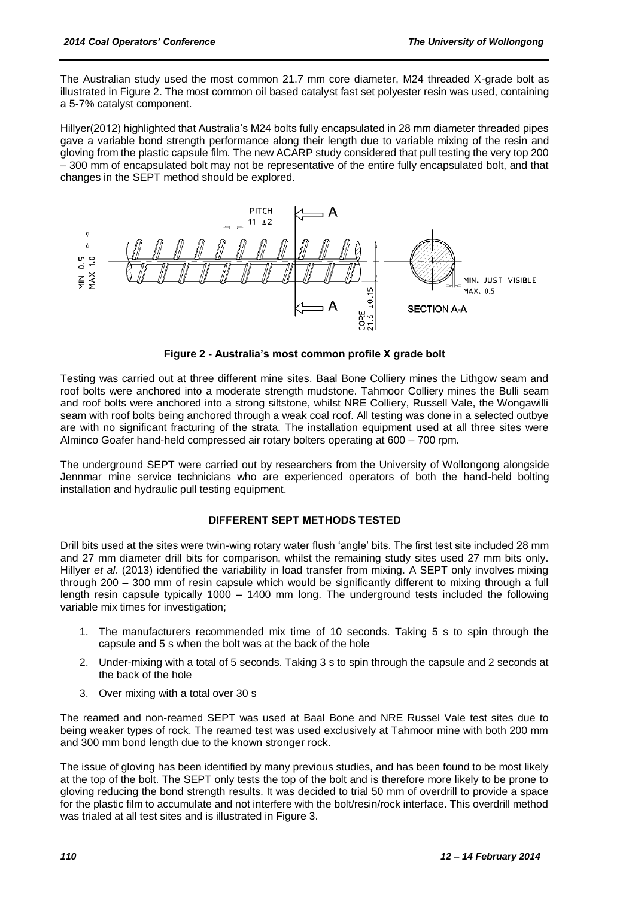The Australian study used the most common 21.7 mm core diameter, M24 threaded X-grade bolt as illustrated in Figure 2. The most common oil based catalyst fast set polyester resin was used, containing a 5-7% catalyst component.

Hillyer(2012) highlighted that Australia's M24 bolts fully encapsulated in 28 mm diameter threaded pipes gave a variable bond strength performance along their length due to variable mixing of the resin and gloving from the plastic capsule film. The new ACARP study considered that pull testing the very top 200 – 300 mm of encapsulated bolt may not be representative of the entire fully encapsulated bolt, and that changes in the SEPT method should be explored.

**Figure 2 - Australia's most common profile X grade bolt**

Testing was carried out at three different mine sites. Baal Bone Colliery mines the Lithgow seam and roof bolts were anchored into a moderate strength mudstone. Tahmoor Colliery mines the Bulli seam and roof bolts were anchored into a strong siltstone, whilst NRE Colliery, Russell Vale, the Wongawilli seam with roof bolts being anchored through a weak coal roof. All testing was done in a selected outbye are with no significant fracturing of the strata. The installation equipment used at all three sites were Alminco Goafer hand-held compressed air rotary bolters operating at 600 – 700 rpm.

The underground SEPT were carried out by researchers from the University of Wollongong alongside Jennmar mine service technicians who are experienced operators of both the hand-held bolting installation and hydraulic pull testing equipment.

## DIFFERENT SEPT METHODS TESTED

Drill bits used at the sites were twin-wing rotary water flush 'angle' bits. The first test site included 28 mm and 27 mm diameter drill bits for comparison, whilst the remaining study sites used 27 mm bits only. Hillyer *et al.* (2013) identified the variability in load transfer from mixing. A SEPT only involves mixing through 200 – 300 mm of resin capsule which would be significantly different to mixing through a full length resin capsule typically 1000 – 1400 mm long. The underground tests included the following variable mix times for investigation;

1. The manufacturers recommended mix time of 10 seconds. Taking 5 s to spin through the capsule and 5 s when the bolt was at the back of the hole
2. Under-mixing with a total of 5 seconds. Taking 3 s to spin through the capsule and 2 seconds at the back of the hole
3. Over mixing with a total over 30 s

The reamed and non-reamed SEPT was used at Baal Bone and NRE Russel Vale test sites due to being weaker types of rock. The reamed test was used exclusively at Tahmoor mine with both 200 mm and 300 mm bond length due to the known stronger rock.

The issue of gloving has been identified by many previous studies, and has been found to be most likely at the top of the bolt. The SEPT only tests the top of the bolt and is therefore more likely to be prone to gloving reducing the bond strength results. It was decided to trial 50 mm of overdrill to provide a space for the plastic film to accumulate and not interfere with the bolt/resin/rock interface. This overdrill method was trialed at all test sites and is illustrated in Figure 3.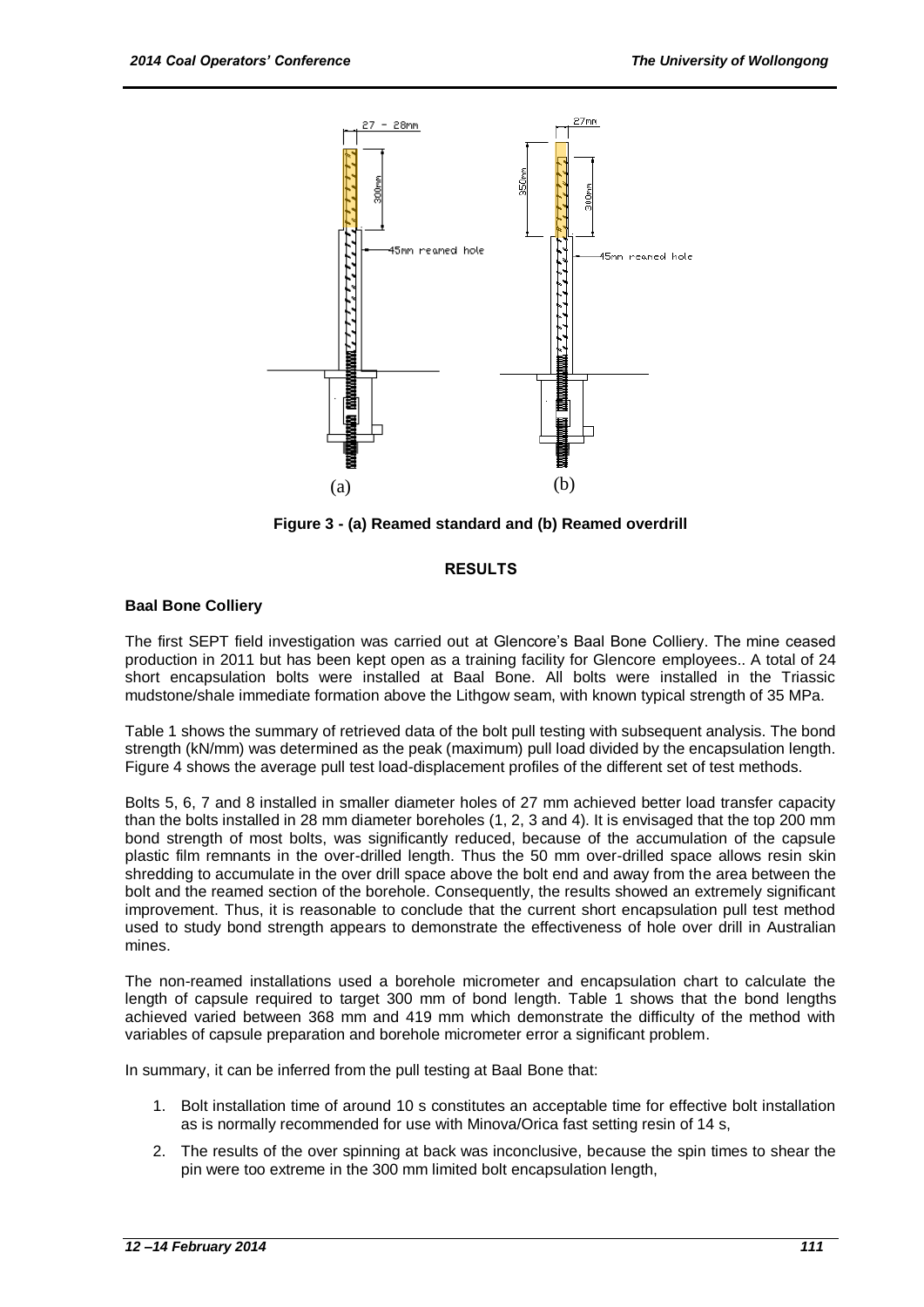Figure 3 - (a) Reamed standard and (b) Reamed overdrill

## RESULTS

### Baal Bone Colliery

The first SEPT field investigation was carried out at Glencore's Baal Bone Colliery. The mine ceased production in 2011 but has been kept open as a training facility for Glencore employees.. A total of 24 short encapsulation bolts were installed at Baal Bone. All bolts were installed in the Triassic mudstone/shale immediate formation above the Lithgow seam, with known typical strength of 35 MPa.

Table 1 shows the summary of retrieved data of the bolt pull testing with subsequent analysis. The bond strength (kN/mm) was determined as the peak (maximum) pull load divided by the encapsulation length. Figure 4 shows the average pull test load-displacement profiles of the different set of test methods.

Bolts 5, 6, 7 and 8 installed in smaller diameter holes of 27 mm achieved better load transfer capacity than the bolts installed in 28 mm diameter boreholes (1, 2, 3 and 4). It is envisaged that the top 200 mm bond strength of most bolts, was significantly reduced, because of the accumulation of the capsule plastic film remnants in the over-drilled length. Thus the 50 mm over-drilled space allows resin skin shredding to accumulate in the over drill space above the bolt end and away from the area between the bolt and the reamed section of the borehole. Consequently, the results showed an extremely significant improvement. Thus, it is reasonable to conclude that the current short encapsulation pull test method used to study bond strength appears to demonstrate the effectiveness of hole over drill in Australian mines.

The non-reamed installations used a borehole micrometer and encapsulation chart to calculate the length of capsule required to target 300 mm of bond length. Table 1 shows that the bond lengths achieved varied between 368 mm and 419 mm which demonstrate the difficulty of the method with variables of capsule preparation and borehole micrometer error a significant problem.

In summary, it can be inferred from the pull testing at Baal Bone that:

1. Bolt installation time of around 10 s constitutes an acceptable time for effective bolt installation as is normally recommended for use with Minova/Orica fast setting resin of 14 s,
2. The results of the over spinning at back was inconclusive, because the spin times to shear the pin were too extreme in the 300 mm limited bolt encapsulation length,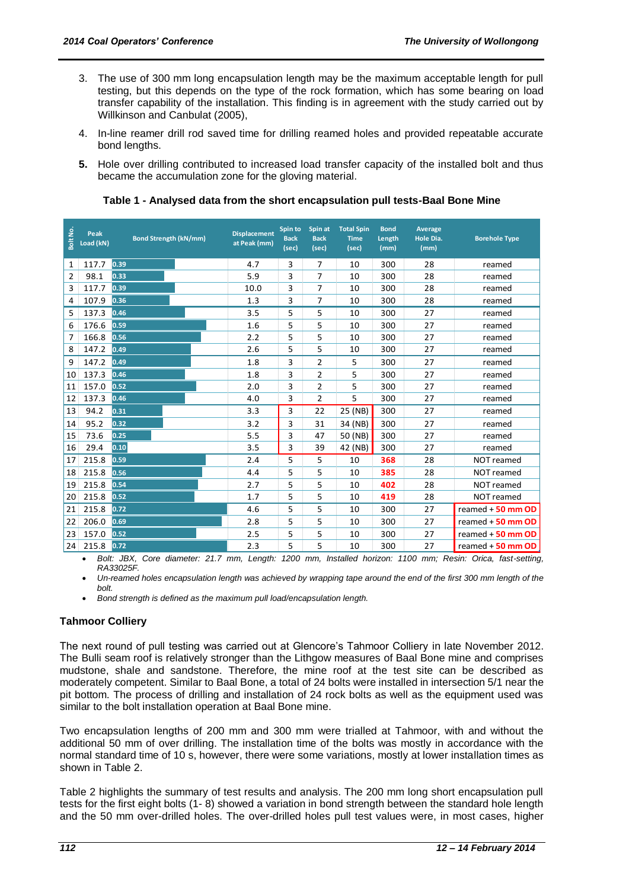3. The use of 300 mm long encapsulation length may be the maximum acceptable length for pull testing, but this depends on the type of the rock formation, which has some bearing on load transfer capability of the installation. This finding is in agreement with the study carried out by Willkinson and Canbulat (2005),
4. In-line reamer drill rod saved time for drilling reamed holes and provided repeatable accurate bond lengths.
5. Hole over drilling contributed to increased load transfer capacity of the installed bolt and thus became the accumulation zone for the gloving material.

**Table 1 - Analysed data from the short encapsulation pull tests-Baal Bone Mine**

| Bolt No. | Peak Load (kN) | Bond Strength (kN/mm) | Displacement at Peak (mm) | Spin to Back (sec) | Spin at Back (sec) | Total Spin Time (sec) | Bond Length (mm) | Average Hole Dia. (mm) | Borehole Type |
|---|---|---|---|---|---|---|---|---|---|
| 1 | 117.7 | 0.39 | 4.7 | 3 | 7 | 10 | 300 | 28 | reamed |
| 2 | 98.1 | 0.33 | 5.9 | 3 | 7 | 10 | 300 | 28 | reamed |
| 3 | 117.7 | 0.39 | 10.0 | 3 | 7 | 10 | 300 | 28 | reamed |
| 4 | 107.9 | 0.36 | 1.3 | 3 | 7 | 10 | 300 | 28 | reamed |
| 5 | 137.3 | 0.46 | 3.5 | 5 | 5 | 10 | 300 | 27 | reamed |
| 6 | 176.6 | 0.59 | 1.6 | 5 | 5 | 10 | 300 | 27 | reamed |
| 7 | 166.8 | 0.56 | 2.2 | 5 | 5 | 10 | 300 | 27 | reamed |
| 8 | 147.2 | 0.49 | 2.6 | 5 | 5 | 10 | 300 | 27 | reamed |
| 9 | 147.2 | 0.49 | 1.8 | 3 | 2 | 5 | 300 | 27 | reamed |
| 10 | 137.3 | 0.46 | 1.8 | 3 | 2 | 5 | 300 | 27 | reamed |
| 11 | 157.0 | 0.52 | 2.0 | 3 | 2 | 5 | 300 | 27 | reamed |
| 12 | 137.3 | 0.46 | 4.0 | 3 | 2 | 5 | 300 | 27 | reamed |
| 13 | 94.2 | 0.31 | 3.3 | 3 | 22 | 25 (NB) | 300 | 27 | reamed |
| 14 | 95.2 | 0.32 | 3.2 | 3 | 31 | 34 (NB) | 300 | 27 | reamed |
| 15 | 73.6 | 0.25 | 5.5 | 3 | 47 | 50 (NB) | 300 | 27 | reamed |
| 16 | 29.4 | 0.10 | 3.5 | 3 | 39 | 42 (NB) | 300 | 27 | reamed |
| 17 | 215.8 | 0.59 | 2.4 | 5 | 5 | 10 | 368 | 28 | NOT reamed |
| 18 | 215.8 | 0.56 | 4.4 | 5 | 5 | 10 | 385 | 28 | NOT reamed |
| 19 | 215.8 | 0.54 | 2.7 | 5 | 5 | 10 | 402 | 28 | NOT reamed |
| 20 | 215.8 | 0.52 | 1.7 | 5 | 5 | 10 | 419 | 28 | NOT reamed |
| 21 | 215.8 | 0.72 | 4.6 | 5 | 5 | 10 | 300 | 27 | reamed + 50 mm OD |
| 22 | 206.0 | 0.69 | 2.8 | 5 | 5 | 10 | 300 | 27 | reamed + 50 mm OD |
| 23 | 157.0 | 0.52 | 2.5 | 5 | 5 | 10 | 300 | 27 | reamed + 50 mm OD |
| 24 | 215.8 | 0.72 | 2.3 | 5 | 5 | 10 | 300 | 27 | reamed + 50 mm OD |

- *Bolt: JBX, Core diameter: 21.7 mm, Length: 1200 mm, Installed horizon: 1100 mm; Resin: Orica, fast-setting, RA33025F.*
- *Un-reamed holes encapsulation length was achieved by wrapping tape around the end of the first 300 mm length of the bolt.*
- *Bond strength is defined as the maximum pull load/encapsulation length.*

### Tahmoor Colliery

The next round of pull testing was carried out at Glencore's Tahmoor Colliery in late November 2012. The Bulli seam roof is relatively stronger than the Lithgow measures of Baal Bone mine and comprises mudstone, shale and sandstone. Therefore, the mine roof at the test site can be described as moderately competent. Similar to Baal Bone, a total of 24 bolts were installed in intersection 5/1 near the pit bottom. The process of drilling and installation of 24 rock bolts as well as the equipment used was similar to the bolt installation operation at Baal Bone mine.

Two encapsulation lengths of 200 mm and 300 mm were trialled at Tahmoor, with and without the additional 50 mm of over drilling. The installation time of the bolts was mostly in accordance with the normal standard time of 10 s, however, there were some variations, mostly at lower installation times as shown in Table 2.

Table 2 highlights the summary of test results and analysis. The 200 mm long short encapsulation pull tests for the first eight bolts (1- 8) showed a variation in bond strength between the standard hole length and the 50 mm over-drilled holes. The over-drilled holes pull test values were, in most cases, higher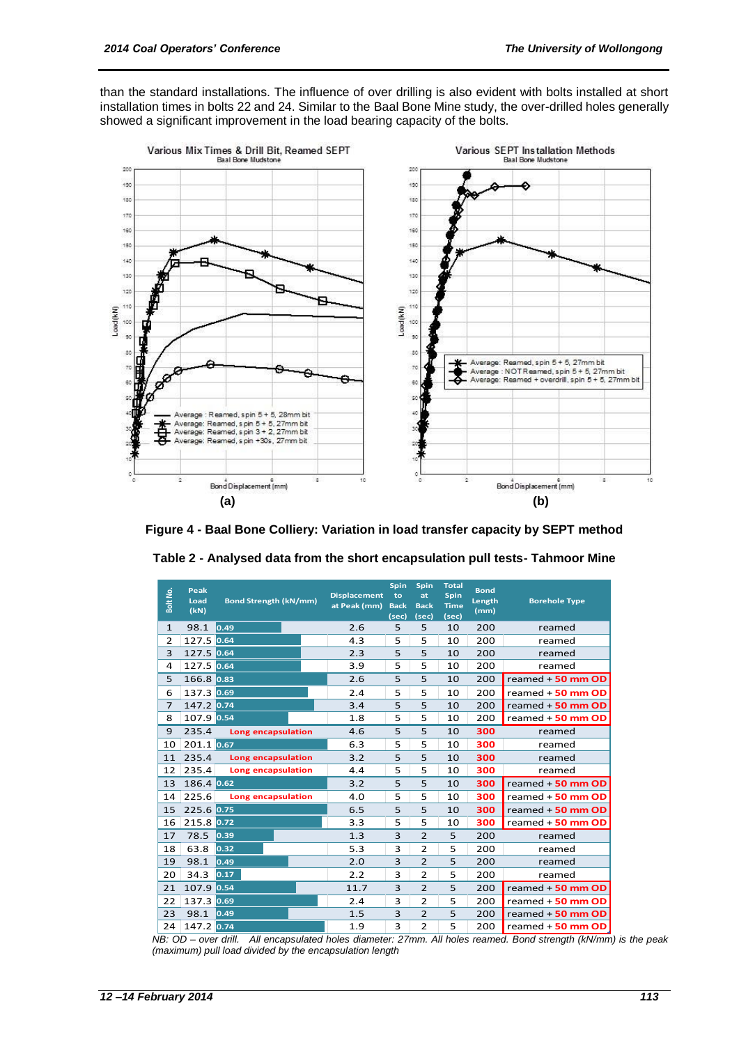than the standard installations. The influence of over drilling is also evident with bolts installed at short installation times in bolts 22 and 24. Similar to the Baal Bone Mine study, the over-drilled holes generally showed a significant improvement in the load bearing capacity of the bolts.

**Figure 4 - Baal Bone Colliery: Variation in load transfer capacity by SEPT method**

**Table 2 - Analysed data from the short encapsulation pull tests- Tahmoor Mine**

| Bolt No. | Peak Load (kN) | Bond Strength (kN/mm) | Displacement at Peak (mm) | Spin to Back (sec) | Spin at Back (sec) | Total Spin Time (sec) | Bond Length (mm) | Borehole Type |
|---|---|---|---|---|---|---|---|---|
| 1 | 98.1 | 0.49 | 2.6 | 5 | 5 | 10 | 200 | reamed |
| 2 | 127.5 | 0.64 | 4.3 | 5 | 5 | 10 | 200 | reamed |
| 3 | 127.5 | 0.64 | 2.3 | 5 | 5 | 10 | 200 | reamed |
| 4 | 127.5 | 0.64 | 3.9 | 5 | 5 | 10 | 200 | reamed |
| 5 | 166.8 | 0.83 | 2.6 | 5 | 5 | 10 | 200 | reamed + 50 mm OD |
| 6 | 137.3 | 0.69 | 2.4 | 5 | 5 | 10 | 200 | reamed + 50 mm OD |
| 7 | 147.2 | 0.74 | 3.4 | 5 | 5 | 10 | 200 | reamed + 50 mm OD |
| 8 | 107.9 | 0.54 | 1.8 | 5 | 5 | 10 | 200 | reamed + 50 mm OD |
| 9 | 235.4 | Long encapsulation | 4.6 | 5 | 5 | 10 | 300 | reamed |
| 10 | 201.1 | 0.67 | 6.3 | 5 | 5 | 10 | 300 | reamed |
| 11 | 235.4 | Long encapsulation | 3.2 | 5 | 5 | 10 | 300 | reamed |
| 12 | 235.4 | Long encapsulation | 4.4 | 5 | 5 | 10 | 300 | reamed |
| 13 | 186.4 | 0.62 | 3.2 | 5 | 5 | 10 | 300 | reamed + 50 mm OD |
| 14 | 225.6 | Long encapsulation | 4.0 | 5 | 5 | 10 | 300 | reamed + 50 mm OD |
| 15 | 225.6 | 0.75 | 6.5 | 5 | 5 | 10 | 300 | reamed + 50 mm OD |
| 16 | 215.8 | 0.72 | 3.3 | 5 | 5 | 10 | 300 | reamed + 50 mm OD |
| 17 | 78.5 | 0.39 | 1.3 | 3 | 2 | 5 | 200 | reamed |
| 18 | 63.8 | 0.32 | 5.3 | 3 | 2 | 5 | 200 | reamed |
| 19 | 98.1 | 0.49 | 2.0 | 3 | 2 | 5 | 200 | reamed |
| 20 | 34.3 | 0.17 | 2.2 | 3 | 2 | 5 | 200 | reamed |
| 21 | 107.9 | 0.54 | 11.7 | 3 | 2 | 5 | 200 | reamed + 50 mm OD |
| 22 | 137.3 | 0.69 | 2.4 | 3 | 2 | 5 | 200 | reamed + 50 mm OD |
| 23 | 98.1 | 0.49 | 1.5 | 3 | 2 | 5 | 200 | reamed + 50 mm OD |
| 24 | 147.2 | 0.74 | 1.9 | 3 | 2 | 5 | 200 | reamed + 50 mm OD |

*NB: OD – over drill. All encapsulated holes diameter: 27mm. All holes reamed. Bond strength (kN/mm) is the peak (maximum) pull load divided by the encapsulation length*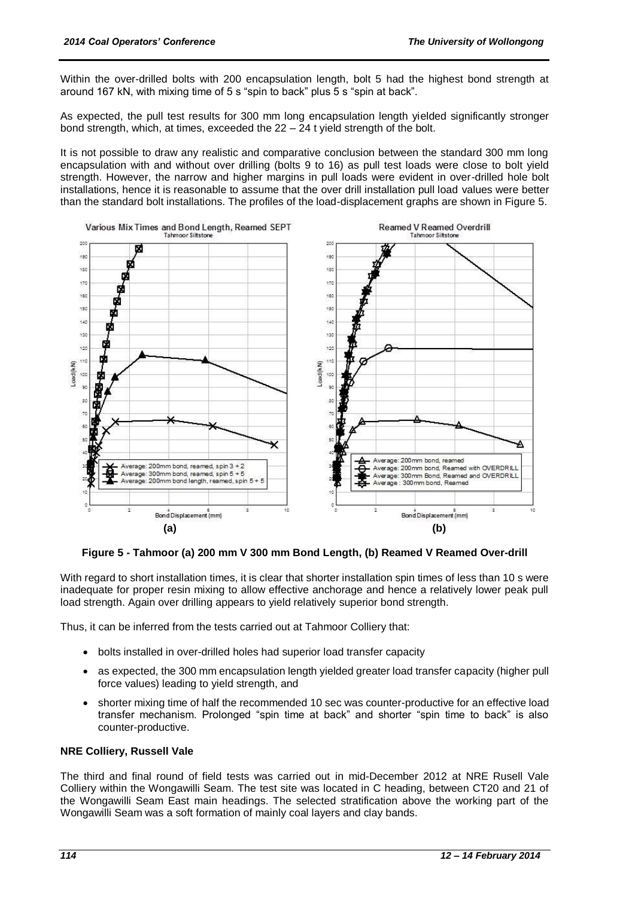Within the over-drilled bolts with 200 encapsulation length, bolt 5 had the highest bond strength at around 167 kN, with mixing time of 5 s "spin to back" plus 5 s "spin at back".

As expected, the pull test results for 300 mm long encapsulation length yielded significantly stronger bond strength, which, at times, exceeded the 22 – 24 t yield strength of the bolt.

It is not possible to draw any realistic and comparative conclusion between the standard 300 mm long encapsulation with and without over drilling (bolts 9 to 16) as pull test loads were close to bolt yield strength. However, the narrow and higher margins in pull loads were evident in over-drilled hole bolt installations, hence it is reasonable to assume that the over drill installation pull load values were better than the standard bolt installations. The profiles of the load-displacement graphs are shown in Figure 5.

**Figure 5 - Tahmoor (a) 200 mm V 300 mm Bond Length, (b) Reamed V Reamed Over-drill**

With regard to short installation times, it is clear that shorter installation spin times of less than 10 s were inadequate for proper resin mixing to allow effective anchorage and hence a relatively lower peak pull load strength. Again over drilling appears to yield relatively superior bond strength.

Thus, it can be inferred from the tests carried out at Tahmoor Colliery that:

- bolts installed in over-drilled holes had superior load transfer capacity
- as expected, the 300 mm encapsulation length yielded greater load transfer capacity (higher pull force values) leading to yield strength, and
- shorter mixing time of half the recommended 10 sec was counter-productive for an effective load transfer mechanism. Prolonged "spin time at back" and shorter "spin time to back" is also counter-productive.

**NRE Colliery, Russell Vale**

The third and final round of field tests was carried out in mid-December 2012 at NRE Rusell Vale Colliery within the Wongawilli Seam. The test site was located in C heading, between CT20 and 21 of the Wongawilli Seam East main headings. The selected stratification above the working part of the Wongawilli Seam was a soft formation of mainly coal layers and clay bands.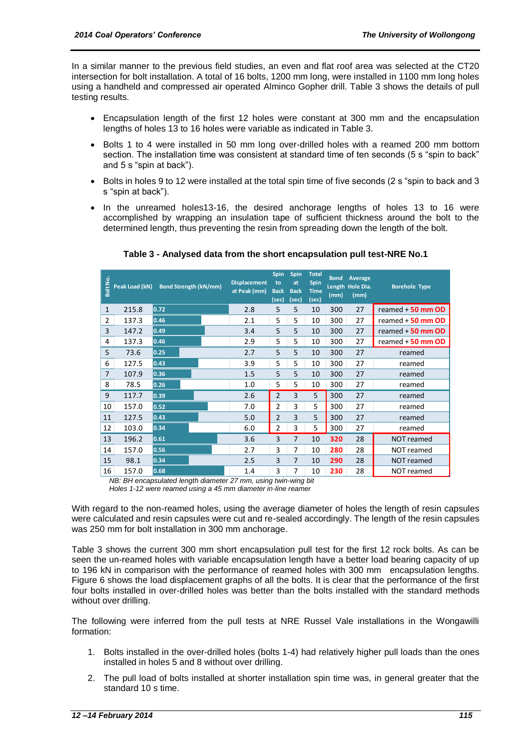In a similar manner to the previous field studies, an even and flat roof area was selected at the CT20 intersection for bolt installation. A total of 16 bolts, 1200 mm long, were installed in 1100 mm long holes using a handheld and compressed air operated Alminco Gopher drill. Table 3 shows the details of pull testing results.

- Encapsulation length of the first 12 holes were constant at 300 mm and the encapsulation lengths of holes 13 to 16 holes were variable as indicated in Table 3.
- Bolts 1 to 4 were installed in 50 mm long over-drilled holes with a reamed 200 mm bottom section. The installation time was consistent at standard time of ten seconds (5 s "spin to back" and 5 s "spin at back").
- Bolts in holes 9 to 12 were installed at the total spin time of five seconds (2 s "spin to back and 3 s "spin at back").
- In the unreamed holes13-16, the desired anchorage lengths of holes 13 to 16 were accomplished by wrapping an insulation tape of sufficient thickness around the bolt to the determined length, thus preventing the resin from spreading down the length of the bolt.

**Table 3 - Analysed data from the short encapsulation pull test-NRE No.1**

| Bolt No. | Peak Load (kN) | Bond Strength (kN/mm) | Displacement at Peak (mm) | Spin to Back (sec) | Spin at Back (sec) | Total Spin Time (sec) | Bond Length (mm) | Average Hole Dia. (mm) | Borehole Type |
|---|---|---|---|---|---|---|---|---|---|
| 1 | 215.8 | 0.72 | 2.8 | 5 | 5 | 10 | 300 | 27 | reamed + 50 mm OD |
| 2 | 137.3 | 0.46 | 2.1 | 5 | 5 | 10 | 300 | 27 | reamed + 50 mm OD |
| 3 | 147.2 | 0.49 | 3.4 | 5 | 5 | 10 | 300 | 27 | reamed + 50 mm OD |
| 4 | 137.3 | 0.46 | 2.9 | 5 | 5 | 10 | 300 | 27 | reamed + 50 mm OD |
| 5 | 73.6 | 0.25 | 2.7 | 5 | 5 | 10 | 300 | 27 | reamed |
| 6 | 127.5 | 0.43 | 3.9 | 5 | 5 | 10 | 300 | 27 | reamed |
| 7 | 107.9 | 0.36 | 1.5 | 5 | 5 | 10 | 300 | 27 | reamed |
| 8 | 78.5 | 0.26 | 1.0 | 5 | 5 | 10 | 300 | 27 | reamed |
| 9 | 117.7 | 0.39 | 2.6 | 2 | 3 | 5 | 300 | 27 | reamed |
| 10 | 157.0 | 0.52 | 7.0 | 2 | 3 | 5 | 300 | 27 | reamed |
| 11 | 127.5 | 0.43 | 5.0 | 2 | 3 | 5 | 300 | 27 | reamed |
| 12 | 103.0 | 0.34 | 6.0 | 2 | 3 | 5 | 300 | 27 | reamed |
| 13 | 196.2 | 0.61 | 3.6 | 3 | 7 | 10 | 320 | 28 | NOT reamed |
| 14 | 157.0 | 0.56 | 2.7 | 3 | 7 | 10 | 280 | 28 | NOT reamed |
| 15 | 98.1 | 0.34 | 2.5 | 3 | 7 | 10 | 290 | 28 | NOT reamed |
| 16 | 157.0 | 0.68 | 1.4 | 3 | 7 | 10 | 230 | 28 | NOT reamed |

*NB: BH encapsulated length diameter 27 mm, using twin-wing bit*
*Holes 1-12 were reamed using a 45 mm diameter in-line reamer*

With regard to the non-reamed holes, using the average diameter of holes the length of resin capsules were calculated and resin capsules were cut and re-sealed accordingly. The length of the resin capsules was 250 mm for bolt installation in 300 mm anchorage.

Table 3 shows the current 300 mm short encapsulation pull test for the first 12 rock bolts. As can be seen the un-reamed holes with variable encapsulation length have a better load bearing capacity of up to 196 kN in comparison with the performance of reamed holes with 300 mm encapsulation lengths. Figure 6 shows the load displacement graphs of all the bolts. It is clear that the performance of the first four bolts installed in over-drilled holes was better than the bolts installed with the standard methods without over drilling.

The following were inferred from the pull tests at NRE Russel Vale installations in the Wongawilli formation:

1. Bolts installed in the over-drilled holes (bolts 1-4) had relatively higher pull loads than the ones installed in holes 5 and 8 without over drilling.
2. The pull load of bolts installed at shorter installation spin time was, in general greater that the standard 10 s time.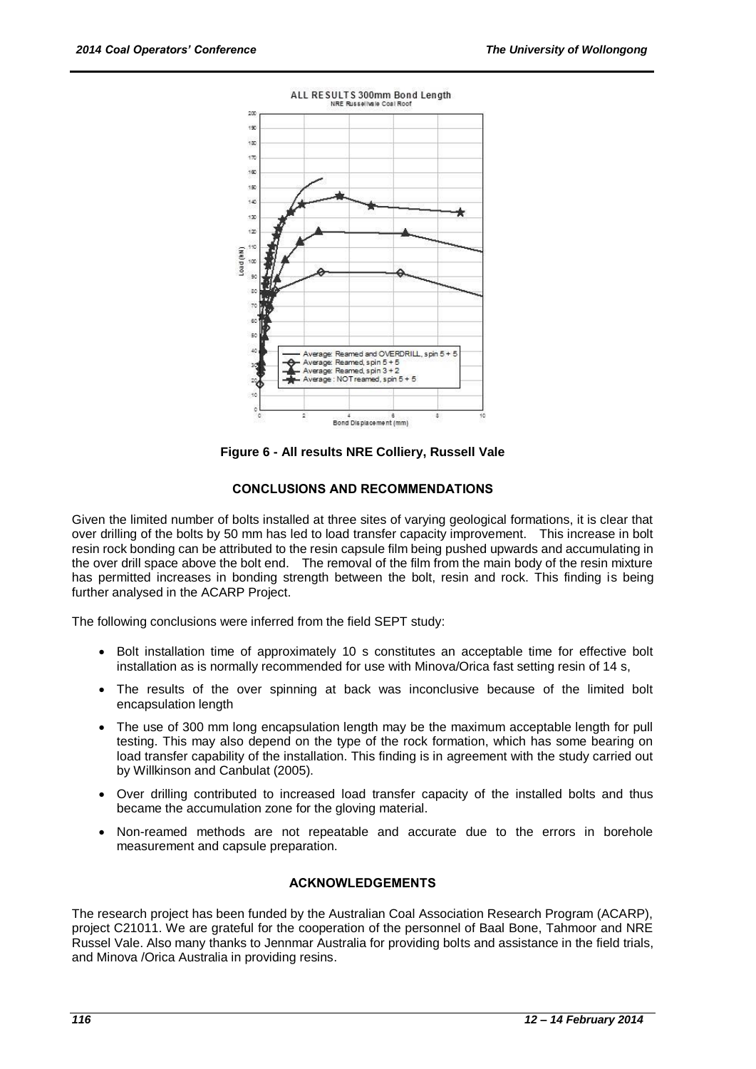Figure 6 - All results NRE Colliery, Russell Vale

## CONCLUSIONS AND RECOMMENDATIONS

Given the limited number of bolts installed at three sites of varying geological formations, it is clear that over drilling of the bolts by 50 mm has led to load transfer capacity improvement. This increase in bolt resin rock bonding can be attributed to the resin capsule film being pushed upwards and accumulating in the over drill space above the bolt end. The removal of the film from the main body of the resin mixture has permitted increases in bonding strength between the bolt, resin and rock. This finding is being further analysed in the ACARP Project.

The following conclusions were inferred from the field SEPT study:

- Bolt installation time of approximately 10 s constitutes an acceptable time for effective bolt installation as is normally recommended for use with Minova/Orica fast setting resin of 14 s,
- The results of the over spinning at back was inconclusive because of the limited bolt encapsulation length
- The use of 300 mm long encapsulation length may be the maximum acceptable length for pull testing. This may also depend on the type of the rock formation, which has some bearing on load transfer capability of the installation. This finding is in agreement with the study carried out by Willkinson and Canbulat (2005).
- Over drilling contributed to increased load transfer capacity of the installed bolts and thus became the accumulation zone for the gloving material.
- Non-reamed methods are not repeatable and accurate due to the errors in borehole measurement and capsule preparation.

## ACKNOWLEDGEMENTS

The research project has been funded by the Australian Coal Association Research Program (ACARP), project C21011. We are grateful for the cooperation of the personnel of Baal Bone, Tahmoor and NRE Russel Vale. Also many thanks to Jennmar Australia for providing bolts and assistance in the field trials, and Minova /Orica Australia in providing resins.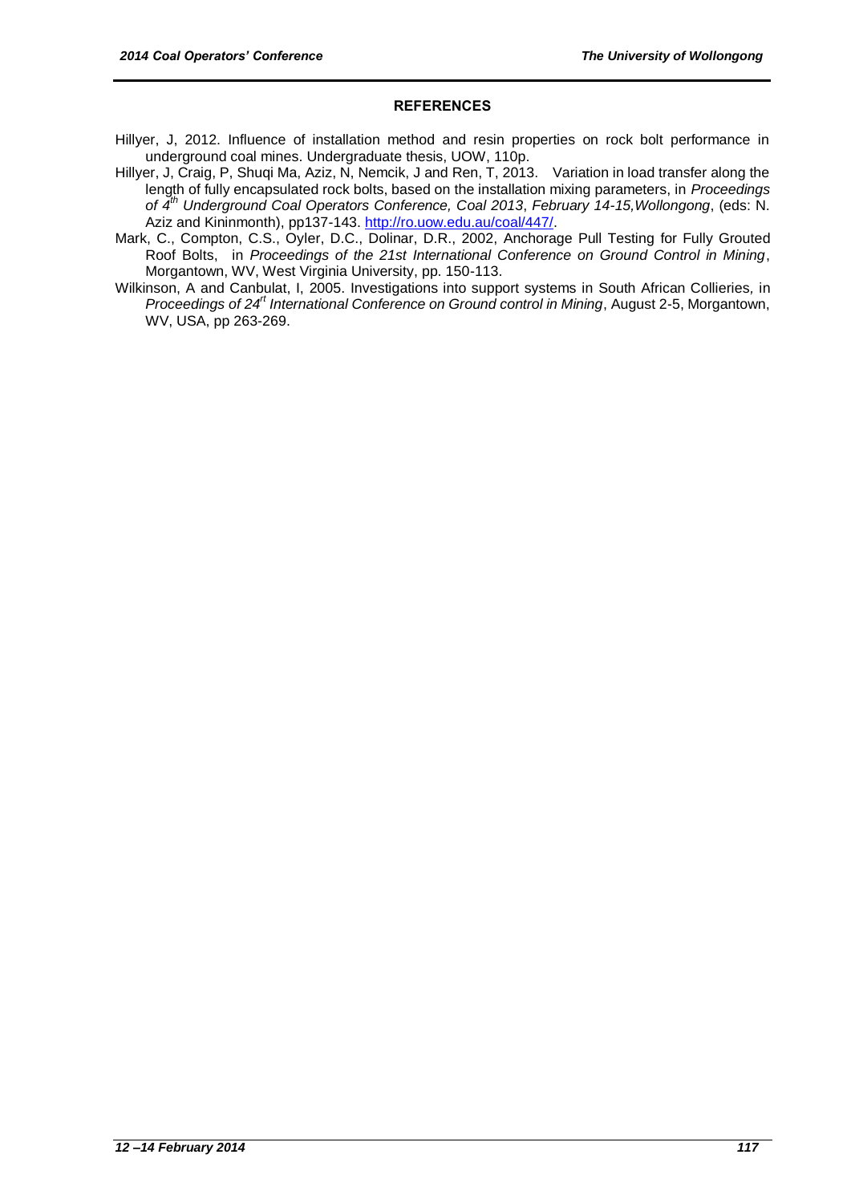## REFERENCES

Hillyer, J, 2012. Influence of installation method and resin properties on rock bolt performance in underground coal mines. Undergraduate thesis, UOW, 110p.

Hillyer, J, Craig, P, Shuqi Ma, Aziz, N, Nemcik, J and Ren, T, 2013. Variation in load transfer along the length of fully encapsulated rock bolts, based on the installation mixing parameters, in *Proceedings of 4th Underground Coal Operators Conference, Coal 2013*, *February 14-15,Wollongong*, (eds: N. Aziz and Kininmonth), pp137-143. http://ro.uow.edu.au/coal/447/.

Mark, C., Compton, C.S., Oyler, D.C., Dolinar, D.R., 2002, Anchorage Pull Testing for Fully Grouted Roof Bolts, in *Proceedings of the 21st International Conference on Ground Control in Mining*, Morgantown, WV, West Virginia University, pp. 150-113.

Wilkinson, A and Canbulat, I, 2005. Investigations into support systems in South African Collieries, in *Proceedings of 24rt International Conference on Ground control in Mining*, August 2-5, Morgantown, WV, USA, pp 263-269.